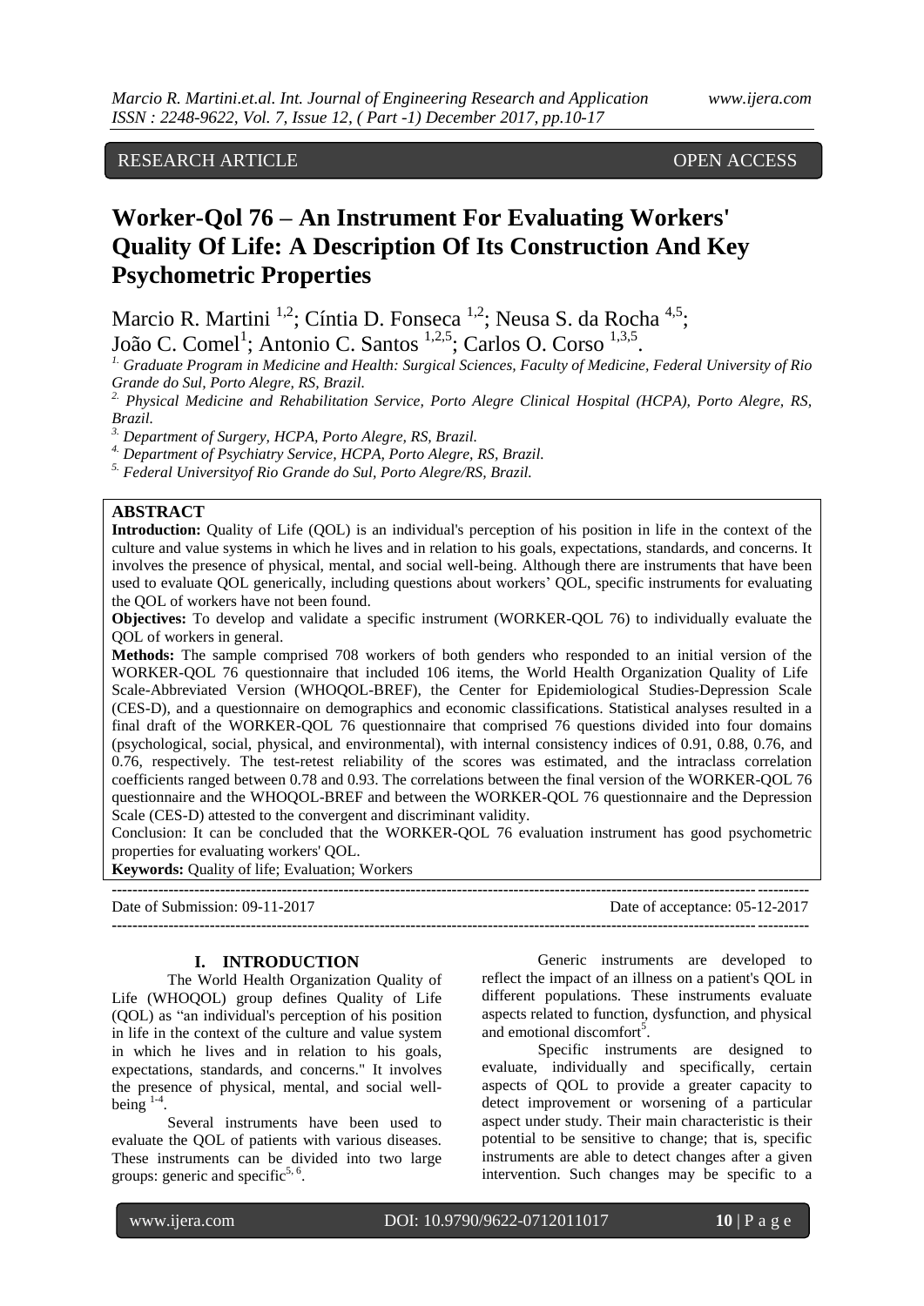RESEARCH ARTICLE OPEN ACCESS

# Worker-Qol 76 – An Instrument For Evaluating Workers' Quality Of Life: A Description Of Its Construction And Key Psychometric Properties

Marcio R. Martini [1,2]; Cíntia D. Fonseca [1,2]; Neusa S. da Rocha [4,5]; João C. Comel[1]; Antonio C. Santos [1,2,5]; Carlos O. Corso [1,3,5].

*[1.] Graduate Program in Medicine and Health: Surgical Sciences, Faculty of Medicine, Federal University of Rio Grande do Sul, Porto Alegre, RS, Brazil.*

*[2.] Physical Medicine and Rehabilitation Service, Porto Alegre Clinical Hospital (HCPA), Porto Alegre, RS, Brazil.*

*[3.] Department of Surgery, HCPA, Porto Alegre, RS, Brazil.*

*[4.] Department of Psychiatry Service, HCPA, Porto Alegre, RS, Brazil.*

*[5.] Federal Universityof Rio Grande do Sul, Porto Alegre/RS, Brazil.*

## ABSTRACT

**Introduction:** Quality of Life (QOL) is an individual's perception of his position in life in the context of the culture and value systems in which he lives and in relation to his goals, expectations, standards, and concerns. It involves the presence of physical, mental, and social well-being. Although there are instruments that have been used to evaluate QOL generically, including questions about workers' QOL, specific instruments for evaluating the QOL of workers have not been found.

**Objectives:** To develop and validate a specific instrument (WORKER-QOL 76) to individually evaluate the QOL of workers in general.

**Methods:** The sample comprised 708 workers of both genders who responded to an initial version of the WORKER-QOL 76 questionnaire that included 106 items, the World Health Organization Quality of Life Scale-Abbreviated Version (WHOQOL-BREF), the Center for Epidemiological Studies-Depression Scale (CES-D), and a questionnaire on demographics and economic classifications. Statistical analyses resulted in a final draft of the WORKER-QOL 76 questionnaire that comprised 76 questions divided into four domains (psychological, social, physical, and environmental), with internal consistency indices of 0.91, 0.88, 0.76, and 0.76, respectively. The test-retest reliability of the scores was estimated, and the intraclass correlation coefficients ranged between 0.78 and 0.93. The correlations between the final version of the WORKER-QOL 76 questionnaire and the WHOQOL-BREF and between the WORKER-QOL 76 questionnaire and the Depression Scale (CES-D) attested to the convergent and discriminant validity.

Conclusion: It can be concluded that the WORKER-QOL 76 evaluation instrument has good psychometric properties for evaluating workers' QOL.

**Keywords:** Quality of life; Evaluation; Workers

---

Date of Submission: 09-11-2017 Date of acceptance: 05-12-2017

---

## I. INTRODUCTION

The World Health Organization Quality of Life (WHOQOL) group defines Quality of Life (QOL) as "an individual's perception of his position in life in the context of the culture and value system in which he lives and in relation to his goals, expectations, standards, and concerns." It involves the presence of physical, mental, and social well-being [1-4].

Several instruments have been used to evaluate the QOL of patients with various diseases. These instruments can be divided into two large groups: generic and specific[5, 6].

Generic instruments are developed to reflect the impact of an illness on a patient's QOL in different populations. These instruments evaluate aspects related to function, dysfunction, and physical and emotional discomfort[5].

Specific instruments are designed to evaluate, individually and specifically, certain aspects of QOL to provide a greater capacity to detect improvement or worsening of a particular aspect under study. Their main characteristic is their potential to be sensitive to change; that is, specific instruments are able to detect changes after a given intervention. Such changes may be specific to a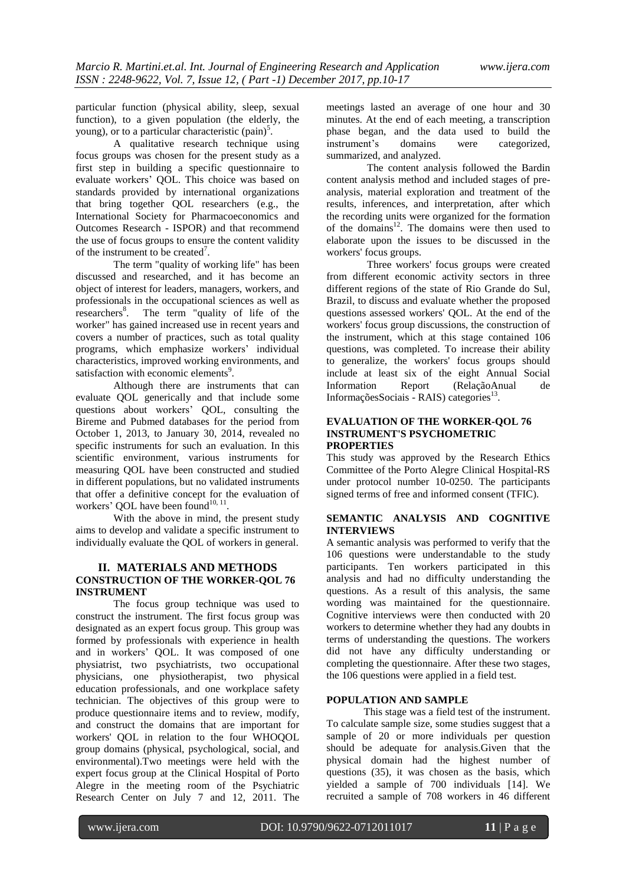particular function (physical ability, sleep, sexual function), to a given population (the elderly, the young), or to a particular characteristic (pain)[5].

A qualitative research technique using focus groups was chosen for the present study as a first step in building a specific questionnaire to evaluate workers' QOL. This choice was based on standards provided by international organizations that bring together QOL researchers (e.g., the International Society for Pharmacoeconomics and Outcomes Research - ISPOR) and that recommend the use of focus groups to ensure the content validity of the instrument to be created[7].

The term "quality of working life" has been discussed and researched, and it has become an object of interest for leaders, managers, workers, and professionals in the occupational sciences as well as researchers[8]. The term "quality of life of the worker" has gained increased use in recent years and covers a number of practices, such as total quality programs, which emphasize workers' individual characteristics, improved working environments, and satisfaction with economic elements[9].

Although there are instruments that can evaluate QOL generically and that include some questions about workers' QOL, consulting the Bireme and Pubmed databases for the period from October 1, 2013, to January 30, 2014, revealed no specific instruments for such an evaluation. In this scientific environment, various instruments for measuring QOL have been constructed and studied in different populations, but no validated instruments that offer a definitive concept for the evaluation of workers' QOL have been found[10, 11].

With the above in mind, the present study aims to develop and validate a specific instrument to individually evaluate the QOL of workers in general.

## II. MATERIALS AND METHODS

### CONSTRUCTION OF THE WORKER-QOL 76 INSTRUMENT

The focus group technique was used to construct the instrument. The first focus group was designated as an expert focus group. This group was formed by professionals with experience in health and in workers' QOL. It was composed of one physiatrist, two psychiatrists, two occupational physicians, one physiotherapist, two physical education professionals, and one workplace safety technician. The objectives of this group were to produce questionnaire items and to review, modify, and construct the domains that are important for workers' QOL in relation to the four WHOQOL group domains (physical, psychological, social, and environmental).Two meetings were held with the expert focus group at the Clinical Hospital of Porto Alegre in the meeting room of the Psychiatric Research Center on July 7 and 12, 2011. The meetings lasted an average of one hour and 30 minutes. At the end of each meeting, a transcription phase began, and the data used to build the instrument's domains were categorized, summarized, and analyzed.

The content analysis followed the Bardin content analysis method and included stages of pre-analysis, material exploration and treatment of the results, inferences, and interpretation, after which the recording units were organized for the formation of the domains[12]. The domains were then used to elaborate upon the issues to be discussed in the workers' focus groups.

Three workers' focus groups were created from different economic activity sectors in three different regions of the state of Rio Grande do Sul, Brazil, to discuss and evaluate whether the proposed questions assessed workers' QOL. At the end of the workers' focus group discussions, the construction of the instrument, which at this stage contained 106 questions, was completed. To increase their ability to generalize, the workers' focus groups should include at least six of the eight Annual Social Information Report (RelaçãoAnual de InformaçõesSociais - RAIS) categories[13].

### EVALUATION OF THE WORKER-QOL 76 INSTRUMENT'S PSYCHOMETRIC PROPERTIES

This study was approved by the Research Ethics Committee of the Porto Alegre Clinical Hospital-RS under protocol number 10-0250. The participants signed terms of free and informed consent (TFIC).

### SEMANTIC ANALYSIS AND COGNITIVE INTERVIEWS

A semantic analysis was performed to verify that the 106 questions were understandable to the study participants. Ten workers participated in this analysis and had no difficulty understanding the questions. As a result of this analysis, the same wording was maintained for the questionnaire. Cognitive interviews were then conducted with 20 workers to determine whether they had any doubts in terms of understanding the questions. The workers did not have any difficulty understanding or completing the questionnaire. After these two stages, the 106 questions were applied in a field test.

### POPULATION AND SAMPLE

This stage was a field test of the instrument. To calculate sample size, some studies suggest that a sample of 20 or more individuals per question should be adequate for analysis.Given that the physical domain had the highest number of questions (35), it was chosen as the basis, which yielded a sample of 700 individuals [14]. We recruited a sample of 708 workers in 46 different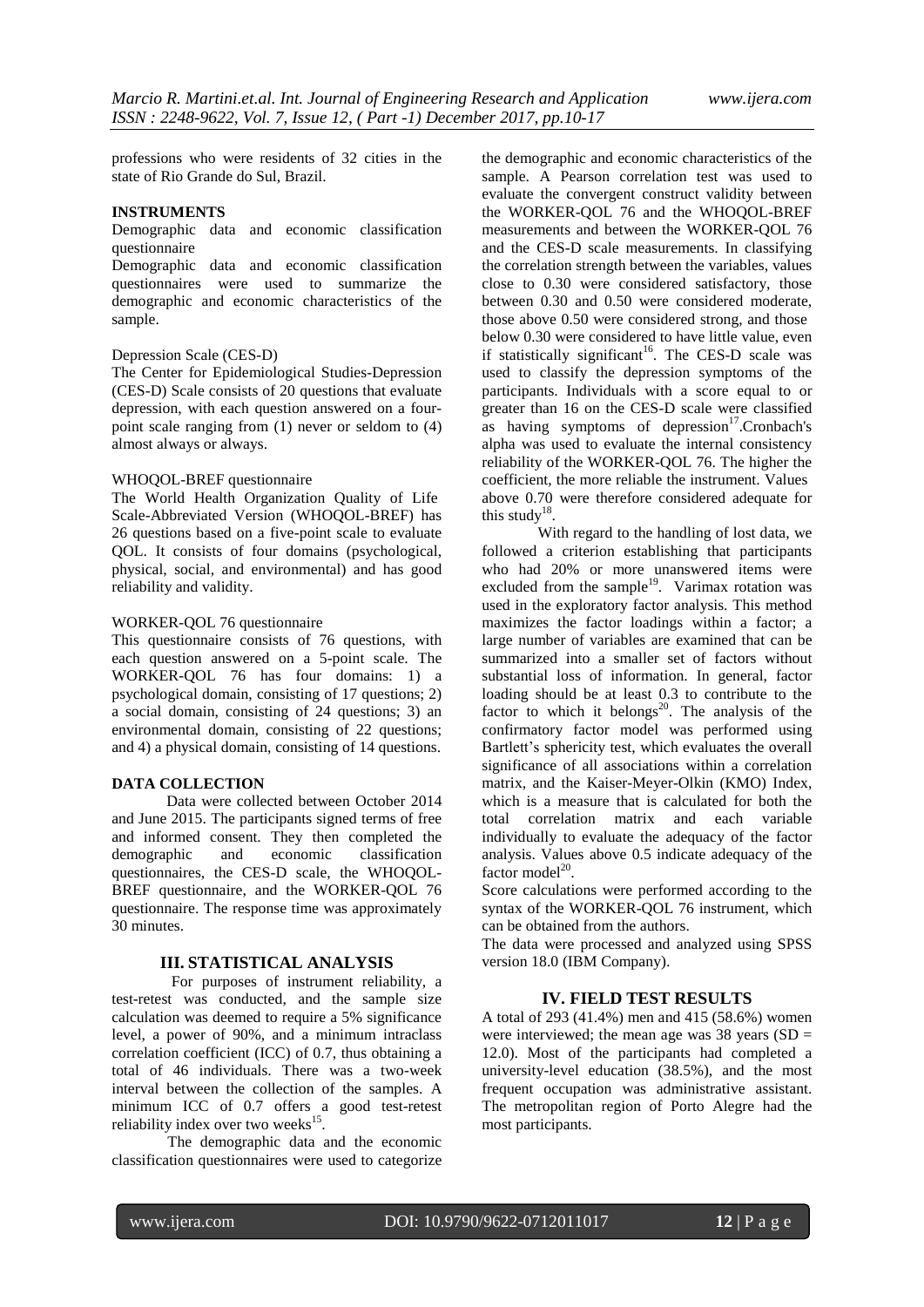professions who were residents of 32 cities in the state of Rio Grande do Sul, Brazil.

**INSTRUMENTS**

Demographic data and economic classification questionnaire

Demographic data and economic classification questionnaires were used to summarize the demographic and economic characteristics of the sample.

Depression Scale (CES-D)

The Center for Epidemiological Studies-Depression (CES-D) Scale consists of 20 questions that evaluate depression, with each question answered on a four-point scale ranging from (1) never or seldom to (4) almost always or always.

WHOQOL-BREF questionnaire

The World Health Organization Quality of Life Scale-Abbreviated Version (WHOQOL-BREF) has 26 questions based on a five-point scale to evaluate QOL. It consists of four domains (psychological, physical, social, and environmental) and has good reliability and validity.

WORKER-QOL 76 questionnaire

This questionnaire consists of 76 questions, with each question answered on a 5-point scale. The WORKER-QOL 76 has four domains: 1) a psychological domain, consisting of 17 questions; 2) a social domain, consisting of 24 questions; 3) an environmental domain, consisting of 22 questions; and 4) a physical domain, consisting of 14 questions.

**DATA COLLECTION**

Data were collected between October 2014 and June 2015. The participants signed terms of free and informed consent. They then completed the demographic and economic classification questionnaires, the CES-D scale, the WHOQOL-BREF questionnaire, and the WORKER-QOL 76 questionnaire. The response time was approximately 30 minutes.

## III. STATISTICAL ANALYSIS

For purposes of instrument reliability, a test-retest was conducted, and the sample size calculation was deemed to require a 5% significance level, a power of 90%, and a minimum intraclass correlation coefficient (ICC) of 0.7, thus obtaining a total of 46 individuals. There was a two-week interval between the collection of the samples. A minimum ICC of 0.7 offers a good test-retest reliability index over two weeks[15].

The demographic data and the economic classification questionnaires were used to categorize the demographic and economic characteristics of the sample. A Pearson correlation test was used to evaluate the convergent construct validity between the WORKER-QOL 76 and the WHOQOL-BREF measurements and between the WORKER-QOL 76 and the CES-D scale measurements. In classifying the correlation strength between the variables, values close to 0.30 were considered satisfactory, those between 0.30 and 0.50 were considered moderate, those above 0.50 were considered strong, and those below 0.30 were considered to have little value, even if statistically significant[16]. The CES-D scale was used to classify the depression symptoms of the participants. Individuals with a score equal to or greater than 16 on the CES-D scale were classified as having symptoms of depression[17].Cronbach's alpha was used to evaluate the internal consistency reliability of the WORKER-QOL 76. The higher the coefficient, the more reliable the instrument. Values above 0.70 were therefore considered adequate for this study[18].

With regard to the handling of lost data, we followed a criterion establishing that participants who had 20% or more unanswered items were excluded from the sample[19]. Varimax rotation was used in the exploratory factor analysis. This method maximizes the factor loadings within a factor; a large number of variables are examined that can be summarized into a smaller set of factors without substantial loss of information. In general, factor loading should be at least 0.3 to contribute to the factor to which it belongs[20]. The analysis of the confirmatory factor model was performed using Bartlett's sphericity test, which evaluates the overall significance of all associations within a correlation matrix, and the Kaiser-Meyer-Olkin (KMO) Index, which is a measure that is calculated for both the total correlation matrix and each variable individually to evaluate the adequacy of the factor analysis. Values above 0.5 indicate adequacy of the factor model[20].

Score calculations were performed according to the syntax of the WORKER-QOL 76 instrument, which can be obtained from the authors.

The data were processed and analyzed using SPSS version 18.0 (IBM Company).

## IV. FIELD TEST RESULTS

A total of 293 (41.4%) men and 415 (58.6%) women were interviewed; the mean age was 38 years (SD = 12.0). Most of the participants had completed a university-level education (38.5%), and the most frequent occupation was administrative assistant. The metropolitan region of Porto Alegre had the most participants.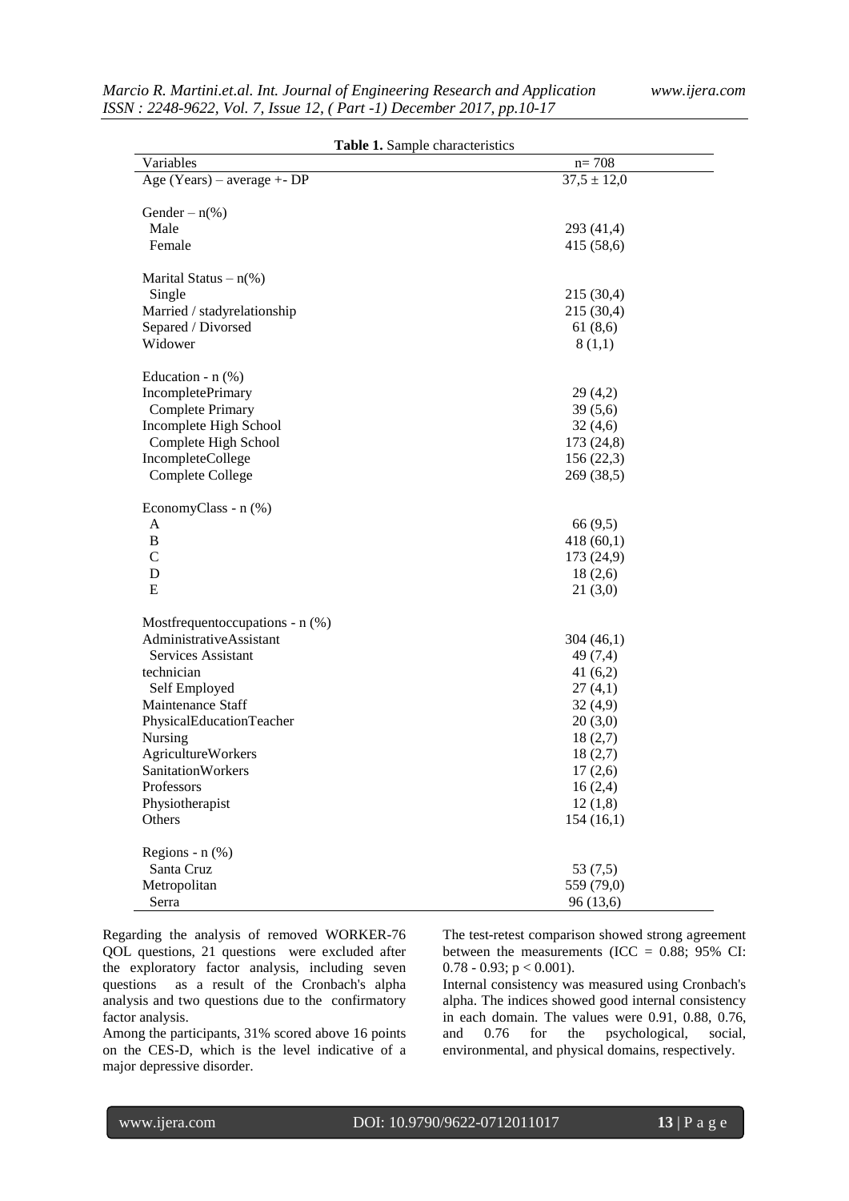**Table 1.** Sample characteristics

| Variables | n= 708 |
|---|---|
| Age (Years) – average +- DP | 37,5 ± 12,0 |
| Gender – n(%) | |
| Male | 293 (41,4) |
| Female | 415 (58,6) |
| Marital Status – n(%) | |
| Single | 215 (30,4) |
| Married / stadyrelationship | 215 (30,4) |
| Separed / Divorsed | 61 (8,6) |
| Widower | 8 (1,1) |
| Education - n (%) | |
| IncompletePrimary | 29 (4,2) |
| Complete Primary | 39 (5,6) |
| Incomplete High School | 32 (4,6) |
| Complete High School | 173 (24,8) |
| IncompleteCollege | 156 (22,3) |
| Complete College | 269 (38,5) |
| EconomyClass - n (%) | |
| A | 66 (9,5) |
| B | 418 (60,1) |
| C | 173 (24,9) |
| D | 18 (2,6) |
| E | 21 (3,0) |
| Mostfrequentoccupations - n (%) | |
| AdministrativeAssistant | 304 (46,1) |
| Services Assistant | 49 (7,4) |
| technician | 41 (6,2) |
| Self Employed | 27 (4,1) |
| Maintenance Staff | 32 (4,9) |
| PhysicalEducationTeacher | 20 (3,0) |
| Nursing | 18 (2,7) |
| AgricultureWorkers | 18 (2,7) |
| SanitationWorkers | 17 (2,6) |
| Professors | 16 (2,4) |
| Physiotherapist | 12 (1,8) |
| Others | 154 (16,1) |
| Regions - n (%) | |
| Santa Cruz | 53 (7,5) |
| Metropolitan | 559 (79,0) |
| Serra | 96 (13,6) |

Regarding the analysis of removed WORKER-76 QOL questions, 21 questions were excluded after the exploratory factor analysis, including seven questions as a result of the Cronbach's alpha analysis and two questions due to the confirmatory factor analysis.

Among the participants, 31% scored above 16 points on the CES-D, which is the level indicative of a major depressive disorder.

The test-retest comparison showed strong agreement between the measurements (ICC = 0.88; 95% CI: 0.78 - 0.93; $p < 0.001$).

Internal consistency was measured using Cronbach's alpha. The indices showed good internal consistency in each domain. The values were 0.91, 0.88, 0.76, and 0.76 for the psychological, social, environmental, and physical domains, respectively.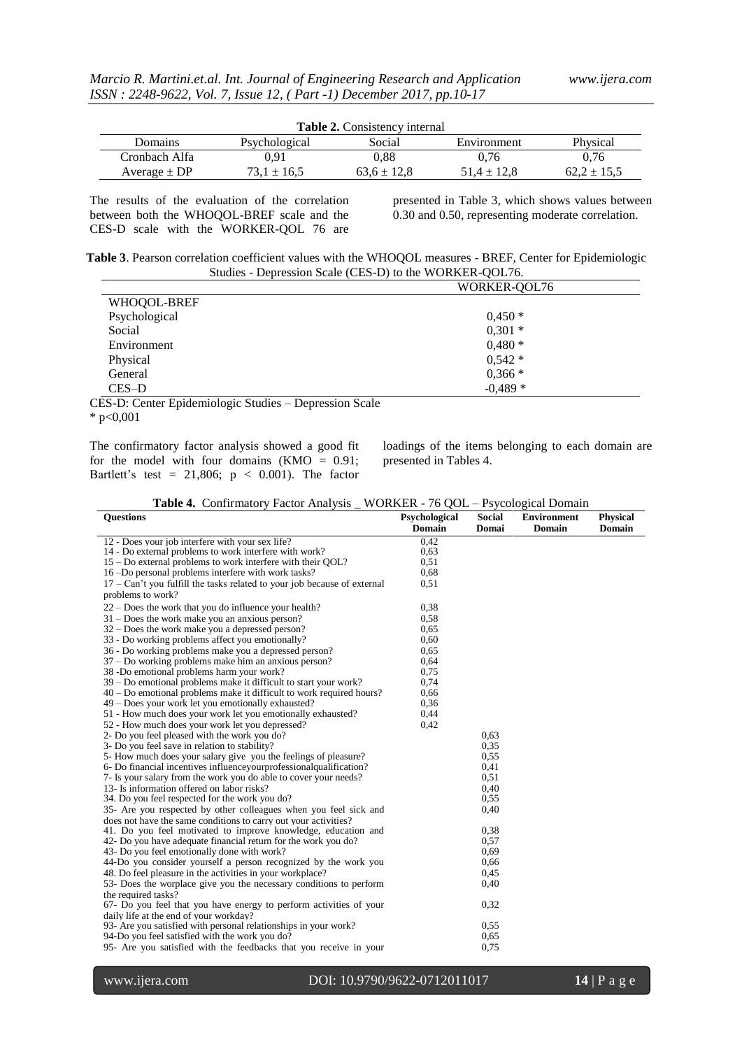**Table 2.** Consistency internal

| Domains | Psychological | Social | Environment | Physical |
|---|---|---|---|---|
| Cronbach Alfa | 0,91 | 0,88 | 0,76 | 0,76 |
| Average ± DP | 73,1 ± 16,5 | 63,6 ± 12,8 | 51,4 ± 12,8 | 62,2 ± 15,5 |

The results of the evaluation of the correlation between both the WHOQOL-BREF scale and the CES-D scale with the WORKER-QOL 76 are presented in Table 3, which shows values between 0.30 and 0.50, representing moderate correlation.

**Table 3**. Pearson correlation coefficient values with the WHOQOL measures - BREF, Center for Epidemiologic Studies - Depression Scale (CES-D) to the WORKER-QOL76.

| | WORKER-QOL76 |
|---|---|
| WHOQOL-BREF | |
| Psychological | 0,450 * |
| Social | 0,301 * |
| Environment | 0,480 * |
| Physical | 0,542 * |
| General | 0,366 * |
| CES–D | -0,489 * |

CES-D: Center Epidemiologic Studies – Depression Scale
* p<0,001

The confirmatory factor analysis showed a good fit for the model with four domains (KMO = 0.91; Bartlett's test = 21,806; $p < 0.001$). The factor loadings of the items belonging to each domain are presented in Tables 4.

**Table 4.** Confirmatory Factor Analysis _ WORKER - 76 QOL – Psycological Domain

| Questions | Psychological Domain | Social Domai | Environment Domain | Physical Domain |
|---|---|---|---|---|
| 12 - Does your job interfere with your sex life? | 0,42 | | | |
| 14 - Do external problems to work interfere with work? | 0,63 | | | |
| 15 – Do external problems to work interfere with their QOL? | 0,51 | | | |
| 16 –Do personal problems interfere with work tasks? | 0,68 | | | |
| 17 – Can't you fulfill the tasks related to your job because of external problems to work? | 0,51 | | | |
| 22 – Does the work that you do influence your health? | 0,38 | | | |
| 31 – Does the work make you an anxious person? | 0,58 | | | |
| 32 – Does the work make you a depressed person? | 0,65 | | | |
| 33 - Do working problems affect you emotionally? | 0,60 | | | |
| 36 - Do working problems make you a depressed person? | 0,65 | | | |
| 37 – Do working problems make him an anxious person? | 0,64 | | | |
| 38 -Do emotional problems harm your work? | 0,75 | | | |
| 39 – Do emotional problems make it difficult to start your work? | 0,74 | | | |
| 40 – Do emotional problems make it difficult to work required hours? | 0,66 | | | |
| 49 – Does your work let you emotionally exhausted? | 0,36 | | | |
| 51 - How much does your work let you emotionally exhausted? | 0,44 | | | |
| 52 - How much does your work let you depressed? | 0,42 | | | |
| 2- Do you feel pleased with the work you do? | | 0,63 | | |
| 3- Do you feel save in relation to stability? | | 0,35 | | |
| 5- How much does your salary give you the feelings of pleasure? | | 0,55 | | |
| 6- Do financial incentives influenceyourprofessionalqualification? | | 0,41 | | |
| 7- Is your salary from the work you do able to cover your needs? | | 0,51 | | |
| 13- Is information offered on labor risks? | | 0,40 | | |
| 34. Do you feel respected for the work you do? | | 0,55 | | |
| 35- Are you respected by other colleagues when you feel sick and does not have the same conditions to carry out your activities? | | 0,40 | | |
| 41. Do you feel motivated to improve knowledge, education and | | 0,38 | | |
| 42- Do you have adequate financial return for the work you do? | | 0,57 | | |
| 43- Do you feel emotionally done with work? | | 0,69 | | |
| 44-Do you consider yourself a person recognized by the work you | | 0,66 | | |
| 48. Do feel pleasure in the activities in your workplace? | | 0,45 | | |
| 53- Does the worplace give you the necessary conditions to perform the required tasks? | | 0,40 | | |
| 67- Do you feel that you have energy to perform activities of your daily life at the end of your workday? | | 0,32 | | |
| 93- Are you satisfied with personal relationships in your work? | | 0,55 | | |
| 94-Do you feel satisfied with the work you do? | | 0,65 | | |
| 95- Are you satisfied with the feedbacks that you receive in your | | 0,75 | | |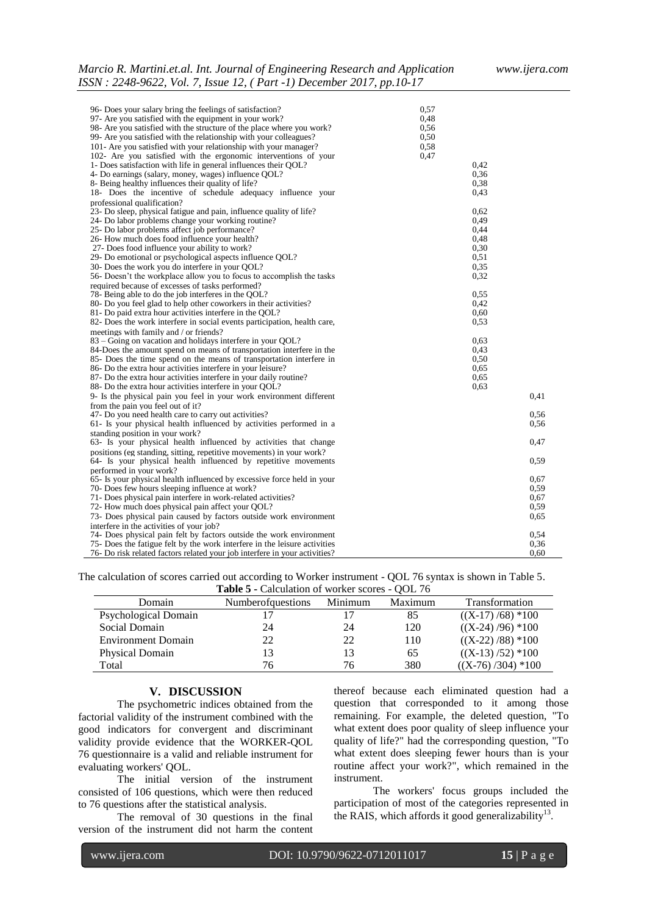| | | | |
|---|---|---|---|
| 96- Does your salary bring the feelings of satisfaction? | 0,57 | | |
| 97- Are you satisfied with the equipment in your work? | 0,48 | | |
| 98- Are you satisfied with the structure of the place where you work? | 0,56 | | |
| 99- Are you satisfied with the relationship with your colleagues? | 0,50 | | |
| 101- Are you satisfied with your relationship with your manager? | 0,58 | | |
| 102- Are you satisfied with the ergonomic interventions of your | 0,47 | | |
| 1- Does satisfaction with life in general influences their QOL? | | 0,42 | |
| 4- Do earnings (salary, money, wages) influence QOL? | | 0,36 | |
| 8- Being healthy influences their quality of life? | | 0,38 | |
| 18- Does the incentive of schedule adequacy influence your professional qualification? | | 0,43 | |
| 23- Do sleep, physical fatigue and pain, influence quality of life? | | 0,62 | |
| 24- Do labor problems change your working routine? | | 0,49 | |
| 25- Do labor problems affect job performance? | | 0,44 | |
| 26- How much does food influence your health? | | 0,48 | |
| 27- Does food influence your ability to work? | | 0,30 | |
| 29- Do emotional or psychological aspects influence QOL? | | 0,51 | |
| 30- Does the work you do interfere in your QOL? | | 0,35 | |
| 56- Doesn't the workplace allow you to focus to accomplish the tasks required because of excesses of tasks performed? | | 0,32 | |
| 78- Being able to do the job interferes in the QOL? | | 0,55 | |
| 80- Do you feel glad to help other coworkers in their activities? | | 0,42 | |
| 81- Do paid extra hour activities interfere in the QOL? | | 0,60 | |
| 82- Does the work interfere in social events participation, health care, meetings with family and / or friends? | | 0,53 | |
| 83 – Going on vacation and holidays interfere in your QOL? | | 0,63 | |
| 84-Does the amount spend on means of transportation interfere in the | | 0,43 | |
| 85- Does the time spend on the means of transportation interfere in | | 0,50 | |
| 86- Do the extra hour activities interfere in your leisure? | | 0,65 | |
| 87- Do the extra hour activities interfere in your daily routine? | | 0,65 | |
| 88- Do the extra hour activities interfere in your QOL? | | 0,63 | |
| 9- Is the physical pain you feel in your work environment different from the pain you feel out of it? | | | 0,41 |
| 47- Do you need health care to carry out activities? | | | 0,56 |
| 61- Is your physical health influenced by activities performed in a standing position in your work? | | | 0,56 |
| 63- Is your physical health influenced by activities that change positions (eg standing, sitting, repetitive movements) in your work? | | | 0,47 |
| 64- Is your physical health influenced by repetitive movements performed in your work? | | | 0,59 |
| 65- Is your physical health influenced by excessive force held in your | | | 0,67 |
| 70- Does few hours sleeping influence at work? | | | 0,59 |
| 71- Does physical pain interfere in work-related activities? | | | 0,67 |
| 72- How much does physical pain affect your QOL? | | | 0,59 |
| 73- Does physical pain caused by factors outside work environment interfere in the activities of your job? | | | 0,65 |
| 74- Does physical pain felt by factors outside the work environment | | | 0,54 |
| 75- Does the fatigue felt by the work interfere in the leisure activities | | | 0,36 |
| 76- Do risk related factors related your job interfere in your activities? | | | 0,60 |

The calculation of scores carried out according to Worker instrument - QOL 76 syntax is shown in Table 5.

**Table 5 -** Calculation of worker scores - QOL 76

| Domain | Numberofquestions | Minimum | Maximum | Transformation |
|---|---|---|---|---|
| Psychological Domain | 17 | 17 | 85 | ((X-17) /68) *100 |
| Social Domain | 24 | 24 | 120 | ((X-24) /96) *100 |
| Environment Domain | 22 | 22 | 110 | ((X-22) /88) *100 |
| Physical Domain | 13 | 13 | 65 | ((X-13) /52) *100 |
| Total | 76 | 76 | 380 | ((X-76) /304) *100 |

## V. DISCUSSION

The psychometric indices obtained from the factorial validity of the instrument combined with the good indicators for convergent and discriminant validity provide evidence that the WORKER-QOL 76 questionnaire is a valid and reliable instrument for evaluating workers' QOL.

The initial version of the instrument consisted of 106 questions, which were then reduced to 76 questions after the statistical analysis.

The removal of 30 questions in the final version of the instrument did not harm the content thereof because each eliminated question had a question that corresponded to it among those remaining. For example, the deleted question, "To what extent does poor quality of sleep influence your quality of life?" had the corresponding question, "To what extent does sleeping fewer hours than is your routine affect your work?", which remained in the instrument.

The workers' focus groups included the participation of most of the categories represented in the RAIS, which affords it good generalizability[13].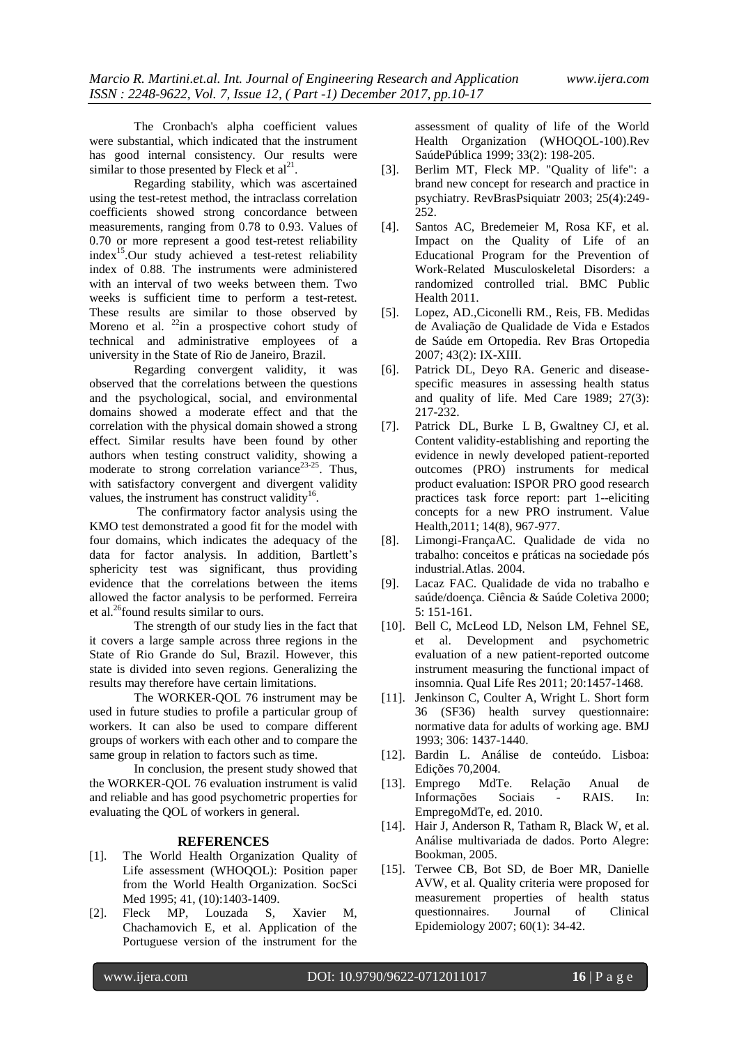The Cronbach's alpha coefficient values were substantial, which indicated that the instrument has good internal consistency. Our results were similar to those presented by Fleck et al[21].

Regarding stability, which was ascertained using the test-retest method, the intraclass correlation coefficients showed strong concordance between measurements, ranging from 0.78 to 0.93. Values of 0.70 or more represent a good test-retest reliability index[15].Our study achieved a test-retest reliability index of 0.88. The instruments were administered with an interval of two weeks between them. Two weeks is sufficient time to perform a test-retest. These results are similar to those observed by Moreno et al. [22]in a prospective cohort study of technical and administrative employees of a university in the State of Rio de Janeiro, Brazil.

Regarding convergent validity, it was observed that the correlations between the questions and the psychological, social, and environmental domains showed a moderate effect and that the correlation with the physical domain showed a strong effect. Similar results have been found by other authors when testing construct validity, showing a moderate to strong correlation variance[23-25]. Thus, with satisfactory convergent and divergent validity values, the instrument has construct validity[16].

The confirmatory factor analysis using the KMO test demonstrated a good fit for the model with four domains, which indicates the adequacy of the data for factor analysis. In addition, Bartlett's sphericity test was significant, thus providing evidence that the correlations between the items allowed the factor analysis to be performed. Ferreira et al.[26]found results similar to ours.

The strength of our study lies in the fact that it covers a large sample across three regions in the State of Rio Grande do Sul, Brazil. However, this state is divided into seven regions. Generalizing the results may therefore have certain limitations.

The WORKER-QOL 76 instrument may be used in future studies to profile a particular group of workers. It can also be used to compare different groups of workers with each other and to compare the same group in relation to factors such as time.

In conclusion, the present study showed that the WORKER-QOL 76 evaluation instrument is valid and reliable and has good psychometric properties for evaluating the QOL of workers in general.

## REFERENCES

[1]. The World Health Organization Quality of Life assessment (WHOQOL): Position paper from the World Health Organization. SocSci Med 1995; 41, (10):1403-1409.

[2]. Fleck MP, Louzada S, Xavier M, Chachamovich E, et al. Application of the Portuguese version of the instrument for the assessment of quality of life of the World Health Organization (WHOQOL-100).Rev SaúdePública 1999; 33(2): 198-205.

[3]. Berlim MT, Fleck MP. "Quality of life": a brand new concept for research and practice in psychiatry. RevBrasPsiquiatr 2003; 25(4):249-252.

[4]. Santos AC, Bredemeier M, Rosa KF, et al. Impact on the Quality of Life of an Educational Program for the Prevention of Work-Related Musculoskeletal Disorders: a randomized controlled trial. BMC Public Health 2011.

[5]. Lopez, AD.,Ciconelli RM., Reis, FB. Medidas de Avaliação de Qualidade de Vida e Estados de Saúde em Ortopedia. Rev Bras Ortopedia 2007; 43(2): IX-XIII.

[6]. Patrick DL, Deyo RA. Generic and disease-specific measures in assessing health status and quality of life. Med Care 1989; 27(3): 217-232.

[7]. Patrick DL, Burke L B, Gwaltney CJ, et al. Content validity-establishing and reporting the evidence in newly developed patient-reported outcomes (PRO) instruments for medical product evaluation: ISPOR PRO good research practices task force report: part 1--eliciting concepts for a new PRO instrument. Value Health,2011; 14(8), 967-977.

[8]. Limongi-FrançaAC. Qualidade de vida no trabalho: conceitos e práticas na sociedade pós industrial.Atlas. 2004.

[9]. Lacaz FAC. Qualidade de vida no trabalho e saúde/doença. Ciência & Saúde Coletiva 2000; 5: 151-161.

[10]. Bell C, McLeod LD, Nelson LM, Fehnel SE, et al. Development and psychometric evaluation of a new patient-reported outcome instrument measuring the functional impact of insomnia. Qual Life Res 2011; 20:1457-1468.

[11]. Jenkinson C, Coulter A, Wright L. Short form 36 (SF36) health survey questionnaire: normative data for adults of working age. BMJ 1993; 306: 1437-1440.

[12]. Bardin L. Análise de conteúdo. Lisboa: Edições 70,2004.

[13]. Emprego MdTe. Relação Anual de Informações Sociais - RAIS. In: EmpregoMdTe, ed. 2010.

[14]. Hair J, Anderson R, Tatham R, Black W, et al. Análise multivariada de dados. Porto Alegre: Bookman, 2005.

[15]. Terwee CB, Bot SD, de Boer MR, Danielle AVW, et al. Quality criteria were proposed for measurement properties of health status questionnaires. Journal of Clinical Epidemiology 2007; 60(1): 34-42.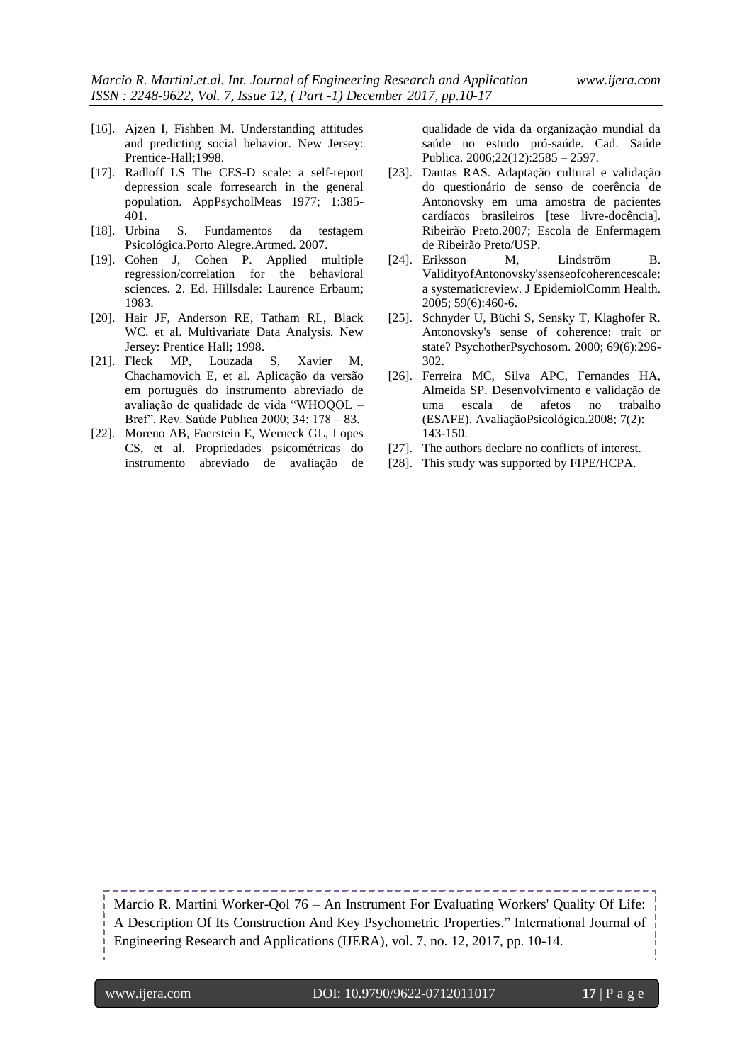[16]. Ajzen I, Fishben M. Understanding attitudes and predicting social behavior. New Jersey: Prentice-Hall;1998.

[17]. Radloff LS The CES-D scale: a self-report depression scale forresearch in the general population. AppPsycholMeas 1977; 1:385-401.

[18]. Urbina S. Fundamentos da testagem Psicológica.Porto Alegre.Artmed. 2007.

[19]. Cohen J, Cohen P. Applied multiple regression/correlation for the behavioral sciences. 2. Ed. Hillsdale: Laurence Erbaum; 1983.

[20]. Hair JF, Anderson RE, Tatham RL, Black WC. et al. Multivariate Data Analysis. New Jersey: Prentice Hall; 1998.

[21]. Fleck MP, Louzada S, Xavier M, Chachamovich E, et al. Aplicação da versão em português do instrumento abreviado de avaliação de qualidade de vida "WHOQOL – Bref". Rev. Saúde Pública 2000; 34: 178 – 83.

[22]. Moreno AB, Faerstein E, Werneck GL, Lopes CS, et al. Propriedades psicométricas do instrumento abreviado de avaliação de qualidade de vida da organização mundial da saúde no estudo pró-saúde. Cad. Saúde Publica. 2006;22(12):2585 – 2597.

[23]. Dantas RAS. Adaptação cultural e validação do questionário de senso de coerência de Antonovsky em uma amostra de pacientes cardíacos brasileiros [tese livre-docência]. Ribeirão Preto.2007; Escola de Enfermagem de Ribeirão Preto/USP.

[24]. Eriksson M, Lindström B. ValidityofAntonovsky'ssenseofcoherencescale: a systematicreview. J EpidemiolComm Health. 2005; 59(6):460-6.

[25]. Schnyder U, Büchi S, Sensky T, Klaghofer R. Antonovsky's sense of coherence: trait or state? PsychotherPsychosom. 2000; 69(6):296-302.

[26]. Ferreira MC, Silva APC, Fernandes HA, Almeida SP. Desenvolvimento e validação de uma escala de afetos no trabalho (ESAFE). AvaliaçãoPsicológica.2008; 7(2): 143-150.

[27]. The authors declare no conflicts of interest.

[28]. This study was supported by FIPE/HCPA.

Marcio R. Martini Worker-Qol 76 – An Instrument For Evaluating Workers' Quality Of Life: A Description Of Its Construction And Key Psychometric Properties." International Journal of Engineering Research and Applications (IJERA), vol. 7, no. 12, 2017, pp. 10-14.